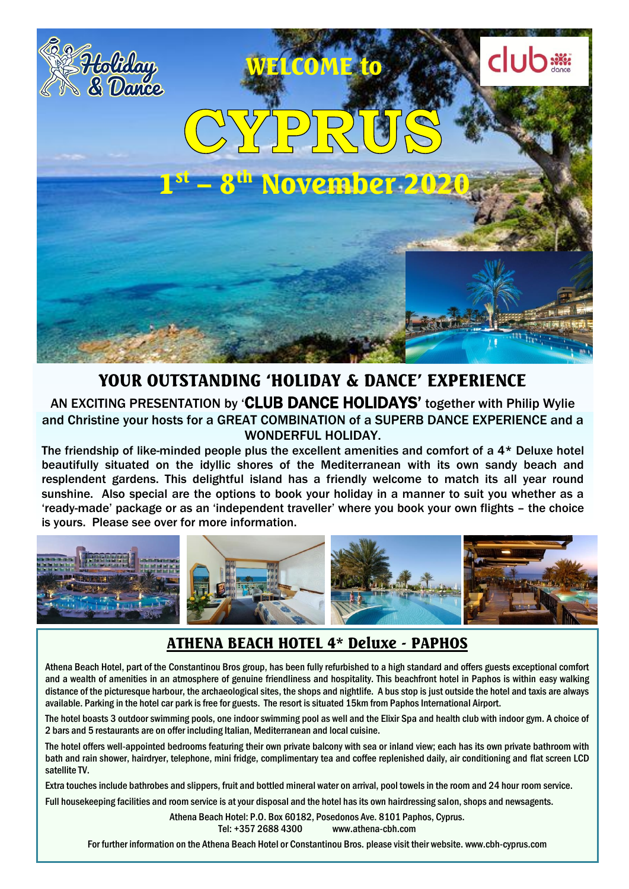# WELCOME to CYPRUS

## 1st – 8th November 2020

## YOUR OUTSTANDING 'HOLIDAY & DANCE' EXPERIENCE

AN EXCITING PRESENTATION by '**CLUB DANCE HOLIDAYS**' together with Philip Wylie and Christine your hosts for a GREAT COMBINATION of a SUPERB DANCE EXPERIENCE and a WONDERFUL HOLIDAY.

The friendship of like-minded people plus the excellent amenities and comfort of a 4* Deluxe hotel beautifully situated on the idyllic shores of the Mediterranean with its own sandy beach and resplendent gardens. This delightful island has a friendly welcome to match its all year round sunshine. Also special are the options to book your holiday in a manner to suit you whether as a 'ready-made' package or as an 'independent traveller' where you book your own flights – the choice is yours. Please see over for more information.

## ATHENA BEACH HOTEL 4* Deluxe - PAPHOS

Athena Beach Hotel, part of the Constantinou Bros group, has been fully refurbished to a high standard and offers guests exceptional comfort and a wealth of amenities in an atmosphere of genuine friendliness and hospitality. This beachfront hotel in Paphos is within easy walking distance of the picturesque harbour, the archaeological sites, the shops and nightlife. A bus stop is just outside the hotel and taxis are always available. Parking in the hotel car park is free for guests. The resort is situated 15km from Paphos International Airport.

The hotel boasts 3 outdoor swimming pools, one indoor swimming pool as well and the Elixir Spa and health club with indoor gym. A choice of 2 bars and 5 restaurants are on offer including Italian, Mediterranean and local cuisine.

The hotel offers well-appointed bedrooms featuring their own private balcony with sea or inland view; each has its own private bathroom with bath and rain shower, hairdryer, telephone, mini fridge, complimentary tea and coffee replenished daily, air conditioning and flat screen LCD satellite TV.

Extra touches include bathrobes and slippers, fruit and bottled mineral water on arrival, pool towels in the room and 24 hour room service.

Full housekeeping facilities and room service is at your disposal and the hotel has its own hairdressing salon, shops and newsagents.

Athena Beach Hotel: P.O. Box 60182, Posedonos Ave. 8101 Paphos, Cyprus.
Tel: +357 2688 4300 www.athena-cbh.com

For further information on the Athena Beach Hotel or Constantinou Bros. please visit their website. www.cbh-cyprus.com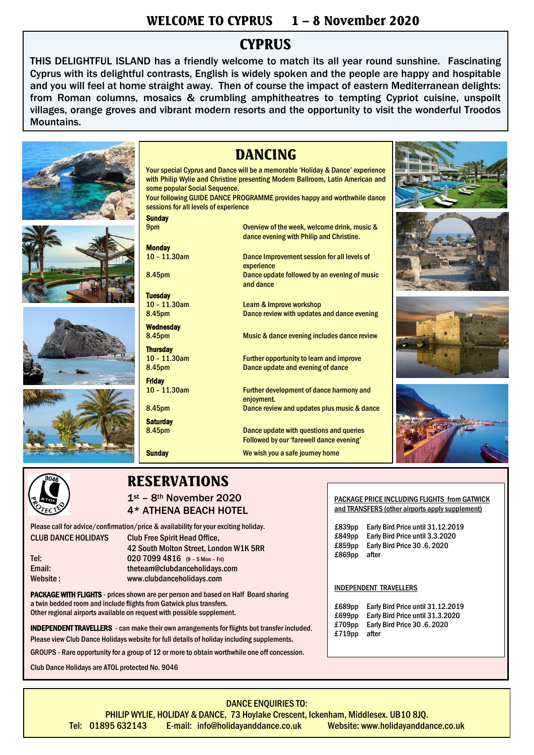# WELCOME TO CYPRUS 1 – 8 November 2020

## CYPRUS

THIS DELIGHTFUL ISLAND has a friendly welcome to match its all year round sunshine. Fascinating Cyprus with its delightful contrasts, English is widely spoken and the people are happy and hospitable and you will feel at home straight away. Then of course the impact of eastern Mediterranean delights: from Roman columns, mosaics & crumbling amphitheatres to tempting Cypriot cuisine, unspoilt villages, orange groves and vibrant modern resorts and the opportunity to visit the wonderful Troodos Mountains.

## DANCING

Your special Cyprus and Dance will be a memorable 'Holiday & Dance' experience with Philip Wylie and Christine presenting Modern Ballroom, Latin American and some popular Social Sequence.

Your following GUIDE DANCE PROGRAMME provides happy and worthwhile dance sessions for all levels of experience

**Sunday**

| | |
|---|---|
| 9pm | Overview of the week, welcome drink, music & dance evening with Philip and Christine. |

**Monday**

| | |
|---|---|
| 10 – 11.30am | Dance Improvement session for all levels of experience |
| 8.45pm | Dance update followed by an evening of music and dance |

**Tuesday**

| | |
|---|---|
| 10 – 11.30am | Learn & Improve workshop |
| 8.45pm | Dance review with updates and dance evening |

**Wednesday**

| | |
|---|---|
| 8.45pm | Music & dance evening includes dance review |

**Thursday**

| | |
|---|---|
| 10 – 11.30am | Further opportunity to learn and improve |
| 8.45pm | Dance update and evening of dance |

**Friday**

| | |
|---|---|
| 10 – 11.30am | Further development of dance harmony and enjoyment. |
| 8.45pm | Dance review and updates plus music & dance |

**Saturday**

| | |
|---|---|
| 8.45pm | Dance update with questions and queries Followed by our 'farewell dance evening' |

**Sunday** We wish you a safe journey home

## RESERVATIONS

1st – 8th November 2020
4* ATHENA BEACH HOTEL

Please call for advice/confirmation/price & availability for your exciting holiday.

| | |
|---|---|
| CLUB DANCE HOLIDAYS | Club Free Spirit Head Office, 42 South Molton Street, London W1K 5RR |
| Tel: | 020 7099 4816 (9 – 5 Mon – Fri) |
| Email: | theteam@clubdanceholidays.com |
| Website : | www.clubdanceholidays.com |

**PACKAGE WITH FLIGHTS** - prices shown are per person and based on Half Board sharing a twin bedded room and include flights from Gatwick plus transfers. Other regional airports available on request with possible supplement.

**INDEPENDENT TRAVELLERS** - can make their own arrangements for flights but transfer included. Please view Club Dance Holidays website for full details of holiday including supplements.

GROUPS - Rare opportunity for a group of 12 or more to obtain worthwhile one off concession.

Club Dance Holidays are ATOL protected No. 9046

PACKAGE PRICE INCLUDING FLIGHTS from GATWICK and TRANSFERS (other airports apply supplement)

| | |
|---|---|
| £839pp | Early Bird Price until 31.12.2019 |
| £849pp | Early Bird Price until 3.3.2020 |
| £859pp | Early Bird Price 30 .6. 2020 |
| £869pp | after |

INDEPENDENT TRAVELLERS

| | |
|---|---|
| £689pp | Early Bird Price until 31.12.2019 |
| £699pp | Early Bird Price until 31.3.2020 |
| £709pp | Early Bird Price 30 .6. 2020 |
| £719pp | after |

DANCE ENQUIRIES TO:
PHILIP WYLIE, HOLIDAY & DANCE, 73 Hoylake Crescent, Ickenham, Middlesex. UB10 8JQ.
Tel: 01895 632143 E-mail: info@holidayanddance.co.uk Website: www.holidayanddance.co.uk